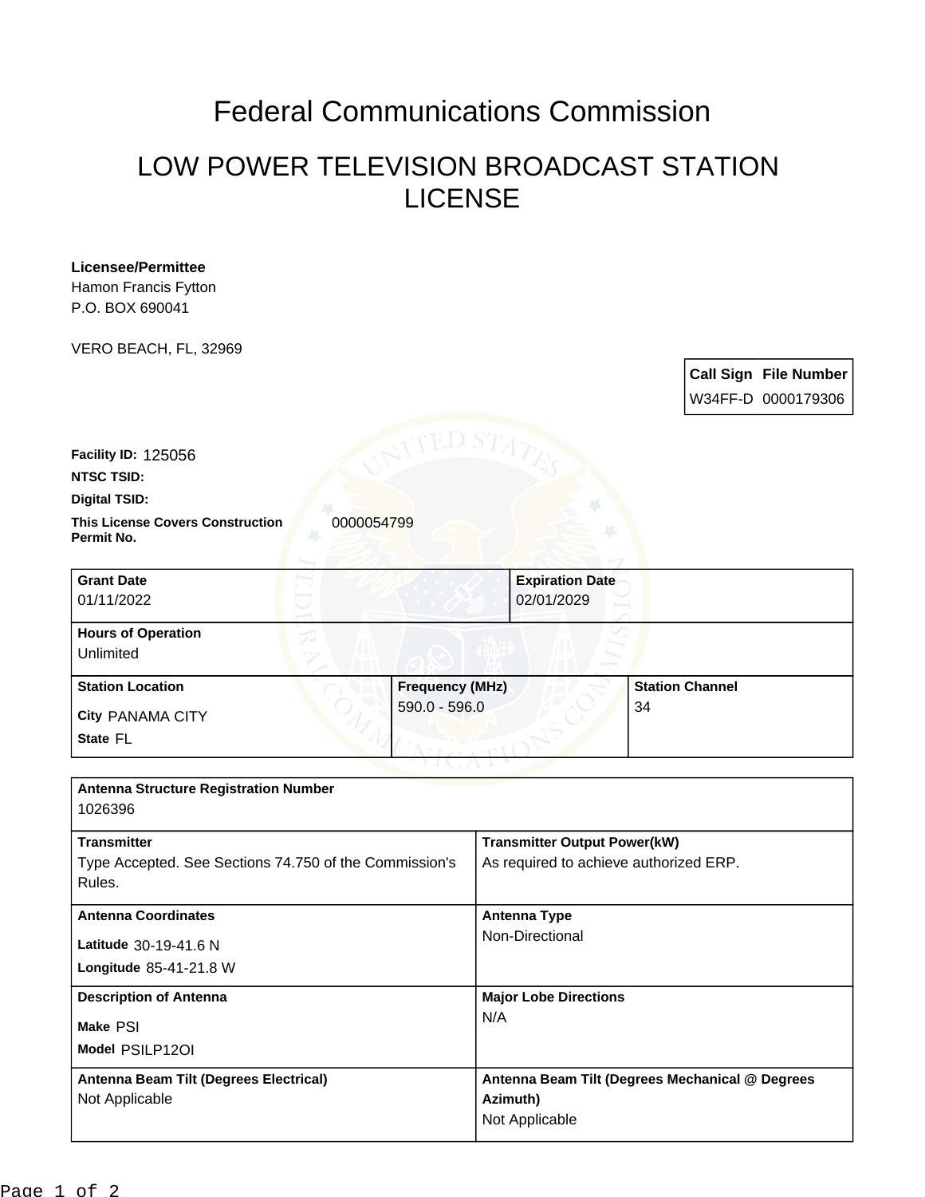# Federal Communications Commission

## LOW POWER TELEVISION BROADCAST STATION LICENSE

**Licensee/Permittee**
Hamon Francis Fytton
P.O. BOX 690041

VERO BEACH, FL, 32969

| Call Sign | File Number |
|---|---|
| W34FF-D | 0000179306 |

**Facility ID:** 125056

**NTSC TSID:**

**Digital TSID:**

**This License Covers Construction Permit No.** 0000054799

| Grant Date | Expiration Date |
|---|---|
| 01/11/2022 | 02/01/2029 |

**Hours of Operation**
Unlimited

| Station Location | Frequency (MHz) | Station Channel |
|---|---|---|
| City PANAMA CITY<br>State FL | 590.0 - 596.0 | 34 |

**Antenna Structure Registration Number**
1026396

| Transmitter | Transmitter Output Power(kW) |
|---|---|
| Type Accepted. See Sections 74.750 of the Commission's Rules. | As required to achieve authorized ERP. |

| Antenna Coordinates | Antenna Type |
|---|---|
| Latitude 30-19-41.6 N<br>Longitude 85-41-21.8 W | Non-Directional |

| Description of Antenna | Major Lobe Directions |
|---|---|
| Make PSI<br>Model PSILP12OI | N/A |

| Antenna Beam Tilt (Degrees Electrical) | Antenna Beam Tilt (Degrees Mechanical @ Degrees Azimuth) |
|---|---|
| Not Applicable | Not Applicable |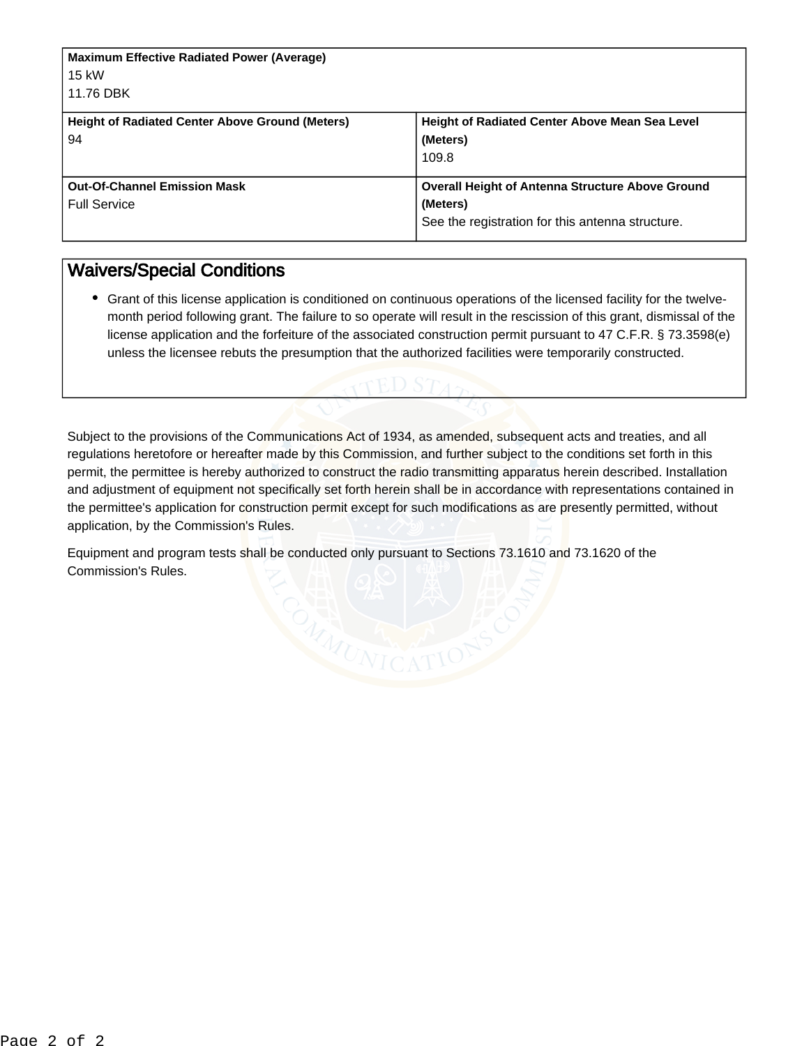| | |
|---|---|
| **Maximum Effective Radiated Power (Average)**<br>15 kW<br>11.76 DBK | |
| **Height of Radiated Center Above Ground (Meters)**<br>94 | **Height of Radiated Center Above Mean Sea Level (Meters)**<br>109.8 |
| **Out-Of-Channel Emission Mask**<br>Full Service | **Overall Height of Antenna Structure Above Ground (Meters)**<br>See the registration for this antenna structure. |

## Waivers/Special Conditions

- Grant of this license application is conditioned on continuous operations of the licensed facility for the twelve-month period following grant. The failure to so operate will result in the rescission of this grant, dismissal of the license application and the forfeiture of the associated construction permit pursuant to 47 C.F.R. § 73.3598(e) unless the licensee rebuts the presumption that the authorized facilities were temporarily constructed.

Subject to the provisions of the Communications Act of 1934, as amended, subsequent acts and treaties, and all regulations heretofore or hereafter made by this Commission, and further subject to the conditions set forth in this permit, the permittee is hereby authorized to construct the radio transmitting apparatus herein described. Installation and adjustment of equipment not specifically set forth herein shall be in accordance with representations contained in the permittee's application for construction permit except for such modifications as are presently permitted, without application, by the Commission's Rules.

Equipment and program tests shall be conducted only pursuant to Sections 73.1610 and 73.1620 of the Commission's Rules.